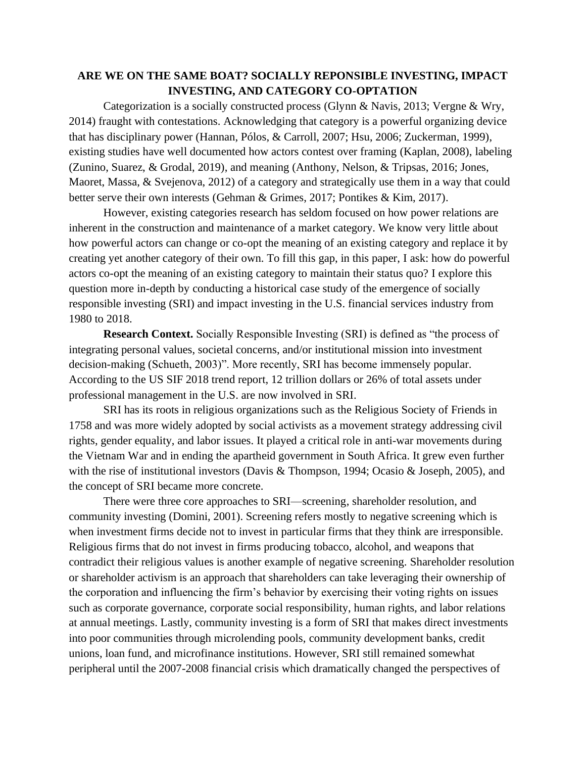# ARE WE ON THE SAME BOAT? SOCIALLY REPONSIBLE INVESTING, IMPACT INVESTING, AND CATEGORY CO-OPTATION

Categorization is a socially constructed process (Glynn & Navis, 2013; Vergne & Wry, 2014) fraught with contestations. Acknowledging that category is a powerful organizing device that has disciplinary power (Hannan, Pólos, & Carroll, 2007; Hsu, 2006; Zuckerman, 1999), existing studies have well documented how actors contest over framing (Kaplan, 2008), labeling (Zunino, Suarez, & Grodal, 2019), and meaning (Anthony, Nelson, & Tripsas, 2016; Jones, Maoret, Massa, & Svejenova, 2012) of a category and strategically use them in a way that could better serve their own interests (Gehman & Grimes, 2017; Pontikes & Kim, 2017).

However, existing categories research has seldom focused on how power relations are inherent in the construction and maintenance of a market category. We know very little about how powerful actors can change or co-opt the meaning of an existing category and replace it by creating yet another category of their own. To fill this gap, in this paper, I ask: how do powerful actors co-opt the meaning of an existing category to maintain their status quo? I explore this question more in-depth by conducting a historical case study of the emergence of socially responsible investing (SRI) and impact investing in the U.S. financial services industry from 1980 to 2018.

**Research Context.** Socially Responsible Investing (SRI) is defined as "the process of integrating personal values, societal concerns, and/or institutional mission into investment decision-making (Schueth, 2003)". More recently, SRI has become immensely popular. According to the US SIF 2018 trend report, 12 trillion dollars or 26% of total assets under professional management in the U.S. are now involved in SRI.

SRI has its roots in religious organizations such as the Religious Society of Friends in 1758 and was more widely adopted by social activists as a movement strategy addressing civil rights, gender equality, and labor issues. It played a critical role in anti-war movements during the Vietnam War and in ending the apartheid government in South Africa. It grew even further with the rise of institutional investors (Davis & Thompson, 1994; Ocasio & Joseph, 2005), and the concept of SRI became more concrete.

There were three core approaches to SRI—screening, shareholder resolution, and community investing (Domini, 2001). Screening refers mostly to negative screening which is when investment firms decide not to invest in particular firms that they think are irresponsible. Religious firms that do not invest in firms producing tobacco, alcohol, and weapons that contradict their religious values is another example of negative screening. Shareholder resolution or shareholder activism is an approach that shareholders can take leveraging their ownership of the corporation and influencing the firm's behavior by exercising their voting rights on issues such as corporate governance, corporate social responsibility, human rights, and labor relations at annual meetings. Lastly, community investing is a form of SRI that makes direct investments into poor communities through microlending pools, community development banks, credit unions, loan fund, and microfinance institutions. However, SRI still remained somewhat peripheral until the 2007-2008 financial crisis which dramatically changed the perspectives of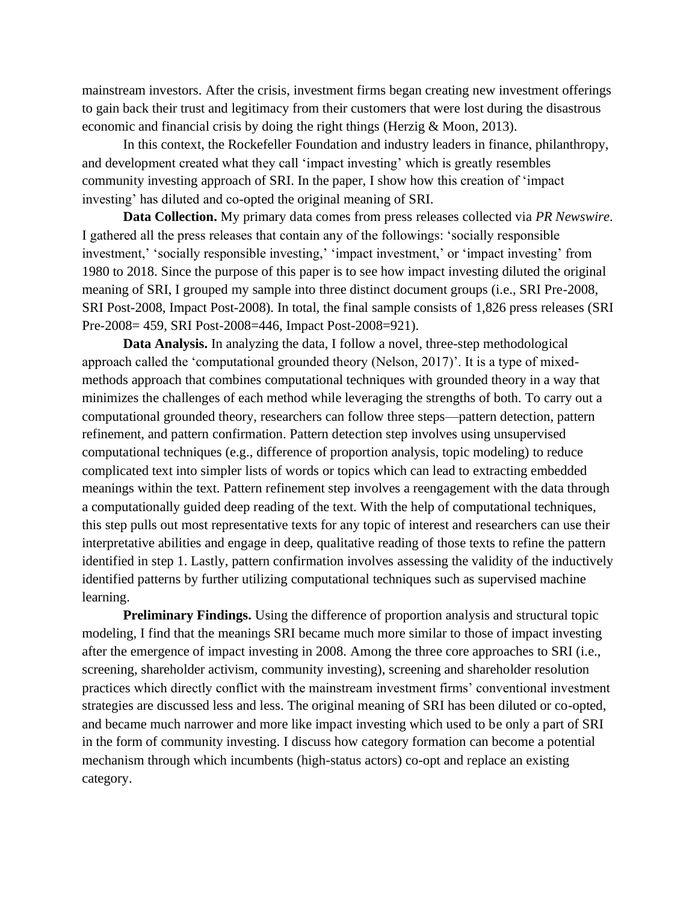mainstream investors. After the crisis, investment firms began creating new investment offerings to gain back their trust and legitimacy from their customers that were lost during the disastrous economic and financial crisis by doing the right things (Herzig & Moon, 2013).

In this context, the Rockefeller Foundation and industry leaders in finance, philanthropy, and development created what they call 'impact investing' which is greatly resembles community investing approach of SRI. In the paper, I show how this creation of 'impact investing' has diluted and co-opted the original meaning of SRI.

**Data Collection.** My primary data comes from press releases collected via *PR Newswire*. I gathered all the press releases that contain any of the followings: 'socially responsible investment,' 'socially responsible investing,' 'impact investment,' or 'impact investing' from 1980 to 2018. Since the purpose of this paper is to see how impact investing diluted the original meaning of SRI, I grouped my sample into three distinct document groups (i.e., SRI Pre-2008, SRI Post-2008, Impact Post-2008). In total, the final sample consists of 1,826 press releases (SRI Pre-2008= 459, SRI Post-2008=446, Impact Post-2008=921).

**Data Analysis.** In analyzing the data, I follow a novel, three-step methodological approach called the 'computational grounded theory (Nelson, 2017)'. It is a type of mixed-methods approach that combines computational techniques with grounded theory in a way that minimizes the challenges of each method while leveraging the strengths of both. To carry out a computational grounded theory, researchers can follow three steps—pattern detection, pattern refinement, and pattern confirmation. Pattern detection step involves using unsupervised computational techniques (e.g., difference of proportion analysis, topic modeling) to reduce complicated text into simpler lists of words or topics which can lead to extracting embedded meanings within the text. Pattern refinement step involves a reengagement with the data through a computationally guided deep reading of the text. With the help of computational techniques, this step pulls out most representative texts for any topic of interest and researchers can use their interpretative abilities and engage in deep, qualitative reading of those texts to refine the pattern identified in step 1. Lastly, pattern confirmation involves assessing the validity of the inductively identified patterns by further utilizing computational techniques such as supervised machine learning.

**Preliminary Findings.** Using the difference of proportion analysis and structural topic modeling, I find that the meanings SRI became much more similar to those of impact investing after the emergence of impact investing in 2008. Among the three core approaches to SRI (i.e., screening, shareholder activism, community investing), screening and shareholder resolution practices which directly conflict with the mainstream investment firms' conventional investment strategies are discussed less and less. The original meaning of SRI has been diluted or co-opted, and became much narrower and more like impact investing which used to be only a part of SRI in the form of community investing. I discuss how category formation can become a potential mechanism through which incumbents (high-status actors) co-opt and replace an existing category.